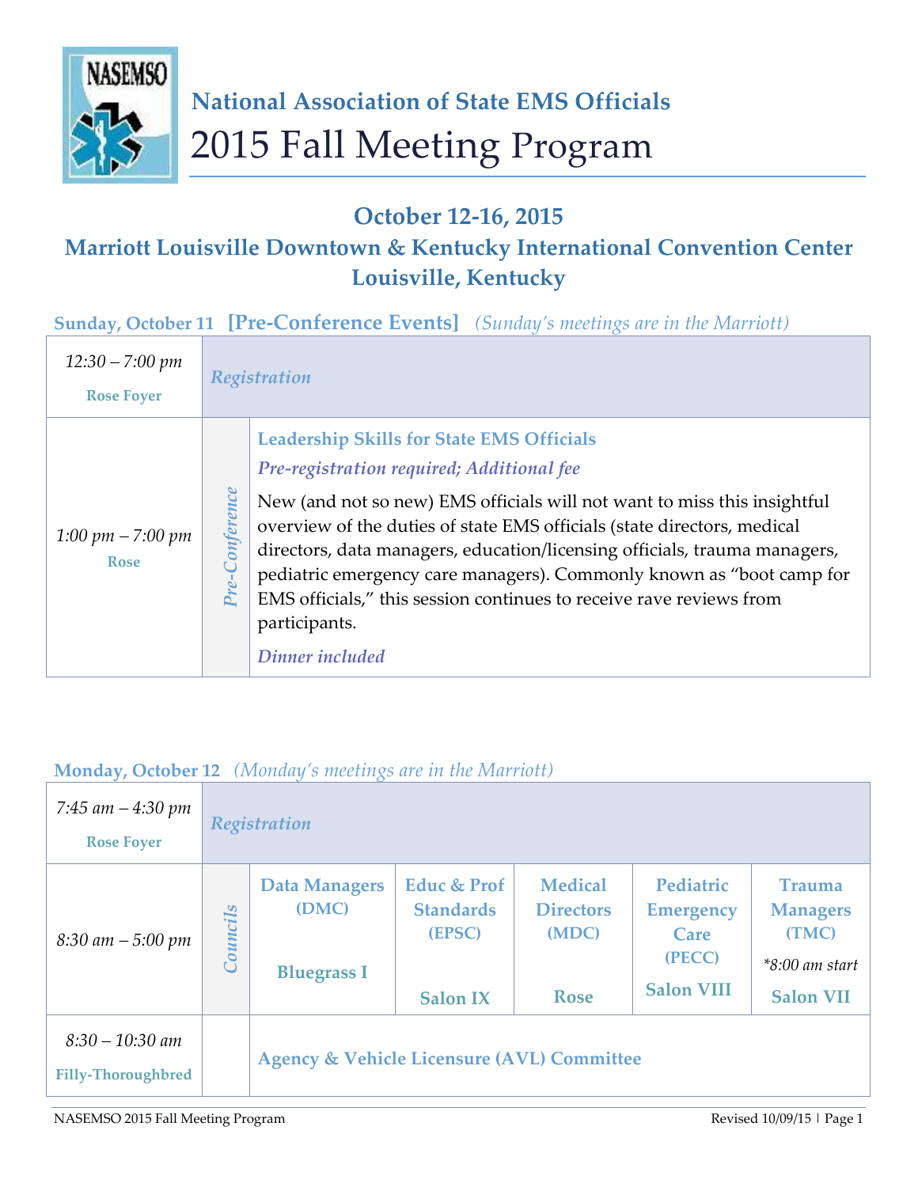# National Association of State EMS Officials

# 2015 Fall Meeting Program

## October 12-16, 2015

## Marriott Louisville Downtown & Kentucky International Convention Center Louisville, Kentucky

### Sunday, October 11 [Pre-Conference Events] *(Sunday's meetings are in the Marriott)*

| Time / Location | | Event |
|---|---|---|
| *12:30 – 7:00 pm* **Rose Foyer** | | *Registration* |
| *1:00 pm – 7:00 pm* **Rose** | *Pre-Conference* | **Leadership Skills for State EMS Officials** ***Pre-registration required; Additional fee*** New (and not so new) EMS officials will not want to miss this insightful overview of the duties of state EMS officials (state directors, medical directors, data managers, education/licensing officials, trauma managers, pediatric emergency care managers). Commonly known as "boot camp for EMS officials," this session continues to receive rave reviews from participants. ***Dinner included*** |

### Monday, October 12 *(Monday's meetings are in the Marriott)*

| Time / Location | | | | | | |
|---|---|---|---|---|---|---|
| *7:45 am – 4:30 pm* **Rose Foyer** | | *Registration* | | | | |
| *8:30 am – 5:00 pm* | *Councils* | **Data Managers (DMC)** **Bluegrass I** | **Educ & Prof Standards (EPSC)** **Salon IX** | **Medical Directors (MDC)** **Rose** | **Pediatric Emergency Care (PECC)** **Salon VIII** | **Trauma Managers (TMC)** *\*8:00 am start* **Salon VII** |
| *8:30 – 10:30 am* **Filly-Thoroughbred** | | **Agency & Vehicle Licensure (AVL) Committee** | | | | |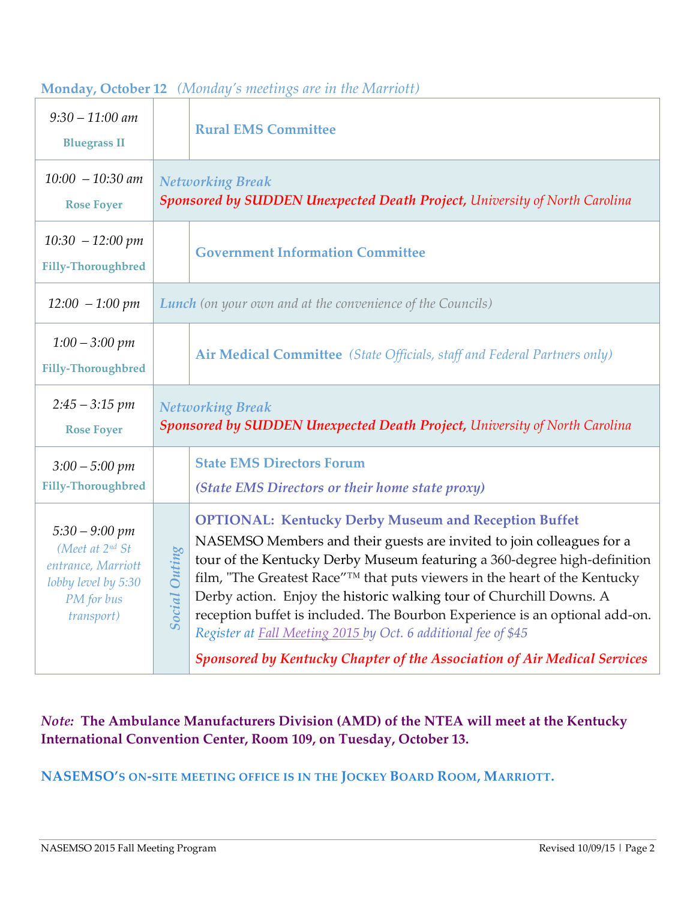**Monday, October 12** *(Monday's meetings are in the Marriott)*

| Time / Location | | Event |
|---|---|---|
| *9:30 – 11:00 am*<br>**Bluegrass II** | | **Rural EMS Committee** |
| *10:00 – 10:30 am*<br>**Rose Foyer** | ***Networking Break***<br>***Sponsored by SUDDEN Unexpected Death Project,*** *University of North Carolina* | |
| *10:30 – 12:00 pm*<br>**Filly-Thoroughbred** | | **Government Information Committee** |
| *12:00 – 1:00 pm* | ***Lunch*** *(on your own and at the convenience of the Councils)* | |
| *1:00 – 3:00 pm*<br>**Filly-Thoroughbred** | | **Air Medical Committee** *(State Officials, staff and Federal Partners only)* |
| *2:45 – 3:15 pm*<br>**Rose Foyer** | ***Networking Break***<br>***Sponsored by SUDDEN Unexpected Death Project,*** *University of North Carolina* | |
| *3:00 – 5:00 pm*<br>**Filly-Thoroughbred** | | **State EMS Directors Forum**<br>***(State EMS Directors or their home state proxy)*** |
| *5:30 – 9:00 pm*<br>*(Meet at 2nd St entrance, Marriott lobby level by 5:30 PM for bus transport)* | *Social Outing* | **OPTIONAL: Kentucky Derby Museum and Reception Buffet**<br>NASEMSO Members and their guests are invited to join colleagues for a tour of the Kentucky Derby Museum featuring a 360-degree high-definition film, "The Greatest Race"™ that puts viewers in the heart of the Kentucky Derby action. Enjoy the historic walking tour of Churchill Downs. A reception buffet is included. The Bourbon Experience is an optional add-on. *Register at Fall Meeting 2015 by Oct. 6 additional fee of $45*<br>***Sponsored by Kentucky Chapter of the Association of Air Medical Services*** |

***Note:*** **The Ambulance Manufacturers Division (AMD) of the NTEA will meet at the Kentucky International Convention Center, Room 109, on Tuesday, October 13.**

**NASEMSO'S ON-SITE MEETING OFFICE IS IN THE JOCKEY BOARD ROOM, MARRIOTT.**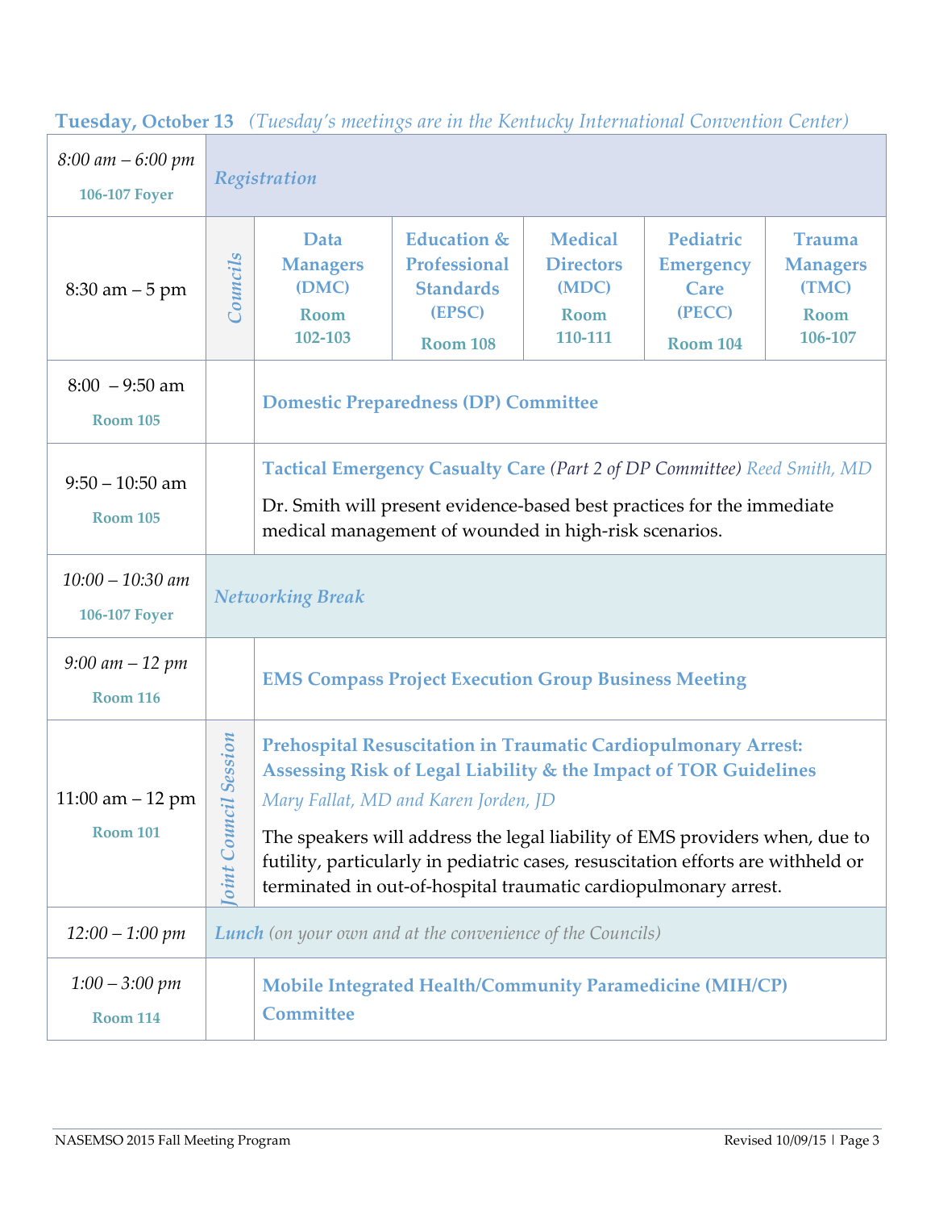## Tuesday, October 13 *(Tuesday's meetings are in the Kentucky International Convention Center)*

| Time / Location | | Event | | | | |
|---|---|---|---|---|---|---|
| *8:00 am – 6:00 pm*<br>106-107 Foyer | ***Registration*** | | | | | |
| 8:30 am – 5 pm | *Councils* | **Data Managers (DMC)**<br>Room 102-103 | **Education & Professional Standards (EPSC)**<br>Room 108 | **Medical Directors (MDC)**<br>Room 110-111 | **Pediatric Emergency Care (PECC)**<br>Room 104 | **Trauma Managers (TMC)**<br>Room 106-107 |
| 8:00 – 9:50 am<br>Room 105 | | **Domestic Preparedness (DP) Committee** | | | | |
| 9:50 – 10:50 am<br>Room 105 | | **Tactical Emergency Casualty Care** *(Part 2 of DP Committee)* *Reed Smith, MD*<br>Dr. Smith will present evidence-based best practices for the immediate medical management of wounded in high-risk scenarios. | | | | |
| *10:00 – 10:30 am*<br>106-107 Foyer | ***Networking Break*** | | | | | |
| *9:00 am – 12 pm*<br>Room 116 | | **EMS Compass Project Execution Group Business Meeting** | | | | |
| 11:00 am – 12 pm<br>Room 101 | *Joint Council Session* | **Prehospital Resuscitation in Traumatic Cardiopulmonary Arrest: Assessing Risk of Legal Liability & the Impact of TOR Guidelines**<br>*Mary Fallat, MD and Karen Jorden, JD*<br>The speakers will address the legal liability of EMS providers when, due to futility, particularly in pediatric cases, resuscitation efforts are withheld or terminated in out-of-hospital traumatic cardiopulmonary arrest. | | | | |
| *12:00 – 1:00 pm* | ***Lunch*** *(on your own and at the convenience of the Councils)* | | | | | |
| *1:00 – 3:00 pm*<br>Room 114 | | **Mobile Integrated Health/Community Paramedicine (MIH/CP) Committee** | | | | |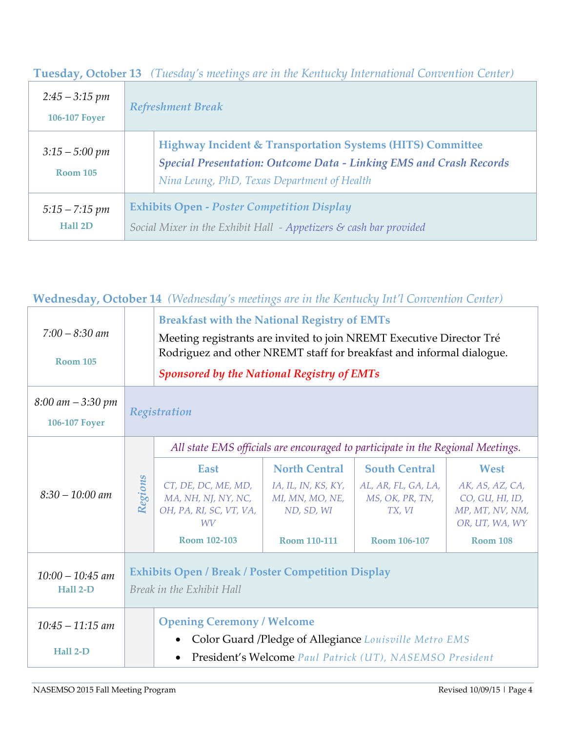## Tuesday, October 13 *(Tuesday's meetings are in the Kentucky International Convention Center)*

| Time / Location | Event |
|---|---|
| *2:45 – 3:15 pm* **106-107 Foyer** | ***Refreshment Break*** |
| *3:15 – 5:00 pm* **Room 105** | **Highway Incident & Transportation Systems (HITS) Committee** ***Special Presentation: Outcome Data - Linking EMS and Crash Records*** *Nina Leung, PhD, Texas Department of Health* |
| *5:15 – 7:15 pm* **Hall 2D** | **Exhibits Open -** ***Poster Competition Display*** *Social Mixer in the Exhibit Hall - Appetizers & cash bar provided* |

## Wednesday, October 14 *(Wednesday's meetings are in the Kentucky Int'l Convention Center)*

| Time / Location | | Event | | | |
|---|---|---|---|---|---|
| *7:00 – 8:30 am* **Room 105** | | **Breakfast with the National Registry of EMTs** Meeting registrants are invited to join NREMT Executive Director Tré Rodriguez and other NREMT staff for breakfast and informal dialogue. ***Sponsored by the National Registry of EMTs*** | | | |
| *8:00 am – 3:30 pm* **106-107 Foyer** | ***Registration*** | | | | |
| *8:30 – 10:00 am* | *Regions* | *All state EMS officials are encouraged to participate in the Regional Meetings.* | | | |
| | | **East** *CT, DE, DC, ME, MD, MA, NH, NJ, NY, NC, OH, PA, RI, SC, VT, VA, WV* **Room 102-103** | **North Central** *IA, IL, IN, KS, KY, MI, MN, MO, NE, ND, SD, WI* **Room 110-111** | **South Central** *AL, AR, FL, GA, LA, MS, OK, PR, TN, TX, VI* **Room 106-107** | **West** *AK, AS, AZ, CA, CO, GU, HI, ID, MP, MT, NV, NM, OR, UT, WA, WY* **Room 108** |
| *10:00 – 10:45 am* **Hall 2-D** | **Exhibits Open / Break / Poster Competition Display** *Break in the Exhibit Hall* | | | | |
| *10:45 – 11:15 am* **Hall 2-D** | | **Opening Ceremony / Welcome** <br>• Color Guard /Pledge of Allegiance *Louisville Metro EMS* <br>• President's Welcome *Paul Patrick (UT), NASEMSO President* | | | |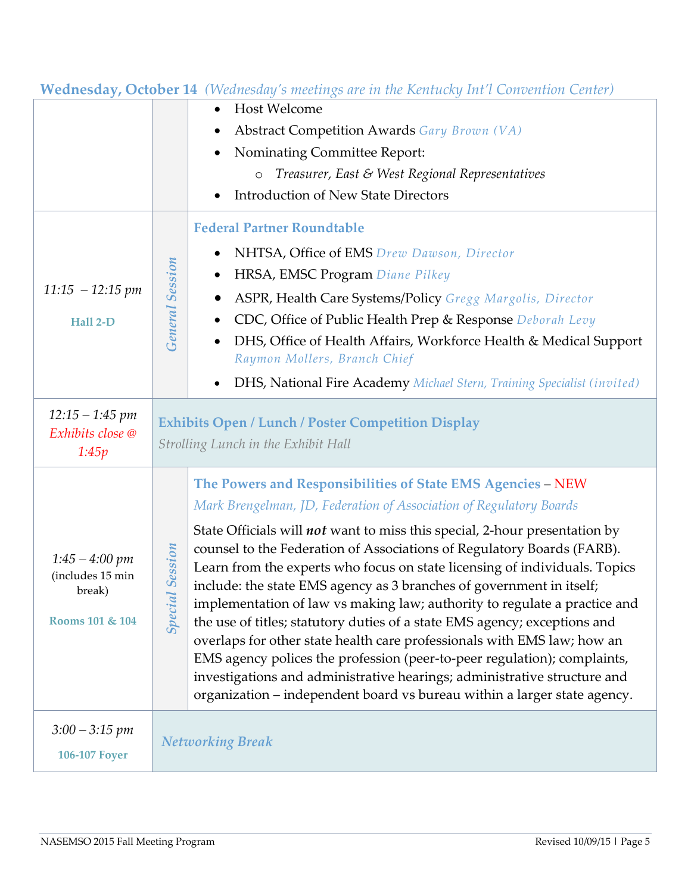## Wednesday, October 14 *(Wednesday's meetings are in the Kentucky Int'l Convention Center)*

| Time / Location | Type | Session |
|---|---|---|
| | | • Host Welcome<br>• Abstract Competition Awards *Gary Brown (VA)*<br>• Nominating Committee Report:<br>&nbsp;&nbsp;&nbsp;&nbsp;○ *Treasurer, East & West Regional Representatives*<br>• Introduction of New State Directors |
| *11:15 – 12:15 pm*<br>**Hall 2-D** | *General Session* | **Federal Partner Roundtable**<br>• NHTSA, Office of EMS *Drew Dawson, Director*<br>• HRSA, EMSC Program *Diane Pilkey*<br>• ASPR, Health Care Systems/Policy *Gregg Margolis, Director*<br>• CDC, Office of Public Health Prep & Response *Deborah Levy*<br>• DHS, Office of Health Affairs, Workforce Health & Medical Support *Raymon Mollers, Branch Chief*<br>• DHS, National Fire Academy *Michael Stern, Training Specialist (invited)* |
| *12:15 – 1:45 pm*<br>*Exhibits close @ 1:45p* | | **Exhibits Open / Lunch / Poster Competition Display**<br>*Strolling Lunch in the Exhibit Hall* |
| *1:45 – 4:00 pm*<br>(includes 15 min break)<br>**Rooms 101 & 104** | *Special Session* | **The Powers and Responsibilities of State EMS Agencies** – NEW<br>*Mark Brengelman, JD, Federation of Association of Regulatory Boards*<br>State Officials will ***not*** want to miss this special, 2-hour presentation by counsel to the Federation of Associations of Regulatory Boards (FARB). Learn from the experts who focus on state licensing of individuals. Topics include: the state EMS agency as 3 branches of government in itself; implementation of law vs making law; authority to regulate a practice and the use of titles; statutory duties of a state EMS agency; exceptions and overlaps for other state health care professionals with EMS law; how an EMS agency polices the profession (peer-to-peer regulation); complaints, investigations and administrative hearings; administrative structure and organization – independent board vs bureau within a larger state agency. |
| *3:00 – 3:15 pm*<br>**106-107 Foyer** | | ***Networking Break*** |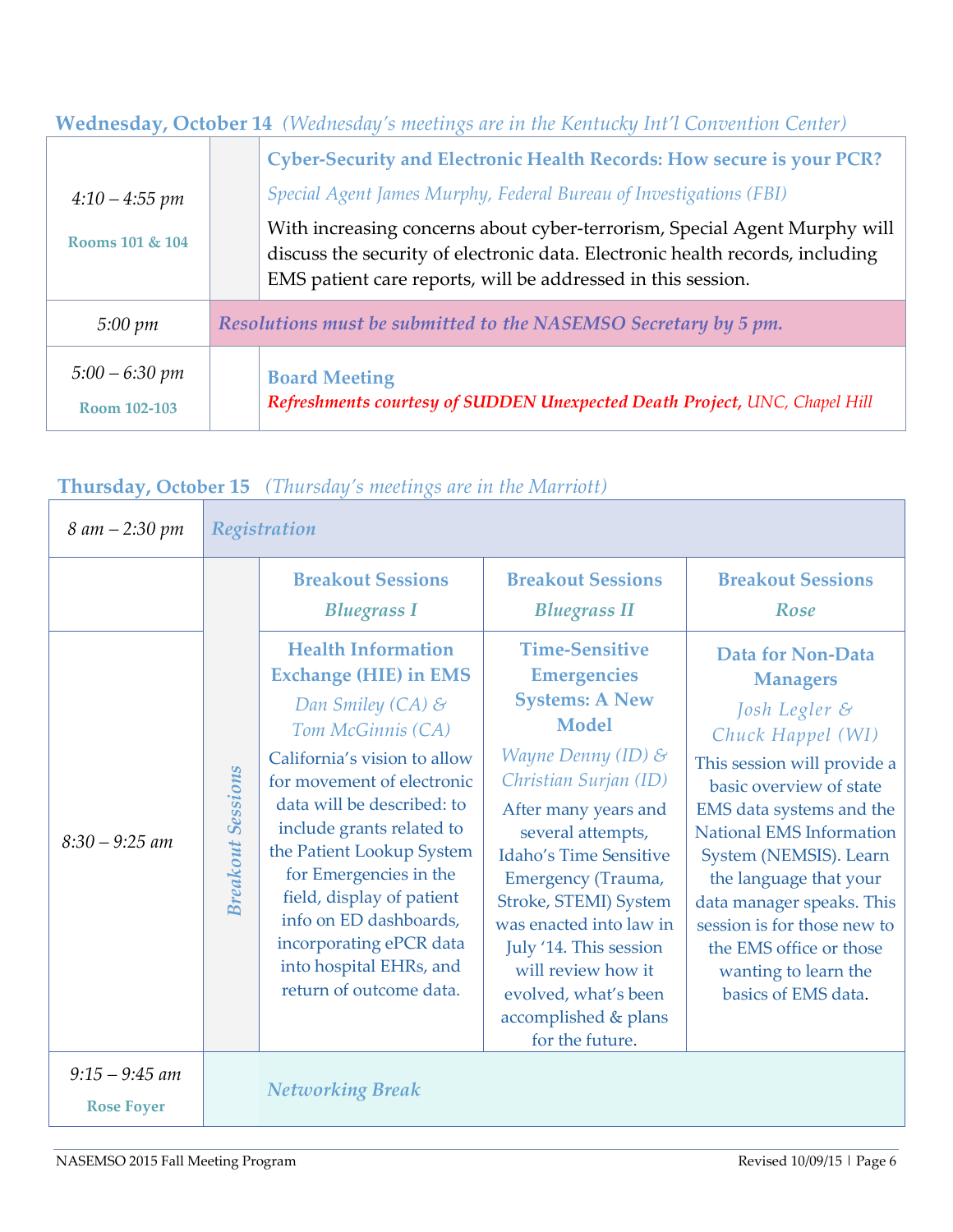## Wednesday, October 14 *(Wednesday's meetings are in the Kentucky Int'l Convention Center)*

| Time | | Session |
|---|---|---|
| *4:10 – 4:55 pm*<br>**Rooms 101 & 104** | | **Cyber-Security and Electronic Health Records: How secure is your PCR?**<br>*Special Agent James Murphy, Federal Bureau of Investigations (FBI)*<br>With increasing concerns about cyber-terrorism, Special Agent Murphy will discuss the security of electronic data. Electronic health records, including EMS patient care reports, will be addressed in this session. |
| *5:00 pm* | ***Resolutions must be submitted to the NASEMSO Secretary by 5 pm.*** | |
| *5:00 – 6:30 pm*<br>**Room 102-103** | | **Board Meeting**<br>***Refreshments courtesy of SUDDEN Unexpected Death Project,*** *UNC, Chapel Hill* |

## Thursday, October 15 *(Thursday's meetings are in the Marriott)*

| Time | | Breakout Sessions<br>*Bluegrass I* | Breakout Sessions<br>*Bluegrass II* | Breakout Sessions<br>*Rose* |
|---|---|---|---|---|
| *8 am – 2:30 pm* | *Registration* | | | |
| *8:30 – 9:25 am* | *Breakout Sessions* | **Health Information Exchange (HIE) in EMS**<br>*Dan Smiley (CA) & Tom McGinnis (CA)*<br>California's vision to allow for movement of electronic data will be described: to include grants related to the Patient Lookup System for Emergencies in the field, display of patient info on ED dashboards, incorporating ePCR data into hospital EHRs, and return of outcome data. | **Time-Sensitive Emergencies Systems: A New Model**<br>*Wayne Denny (ID) & Christian Surjan (ID)*<br>After many years and several attempts, Idaho's Time Sensitive Emergency (Trauma, Stroke, STEMI) System was enacted into law in July '14. This session will review how it evolved, what's been accomplished & plans for the future. | **Data for Non-Data Managers**<br>*Josh Legler & Chuck Happel (WI)*<br>This session will provide a basic overview of state EMS data systems and the National EMS Information System (NEMSIS). Learn the language that your data manager speaks. This session is for those new to the EMS office or those wanting to learn the basics of EMS data. |
| *9:15 – 9:45 am*<br>**Rose Foyer** | | *Networking Break* | | |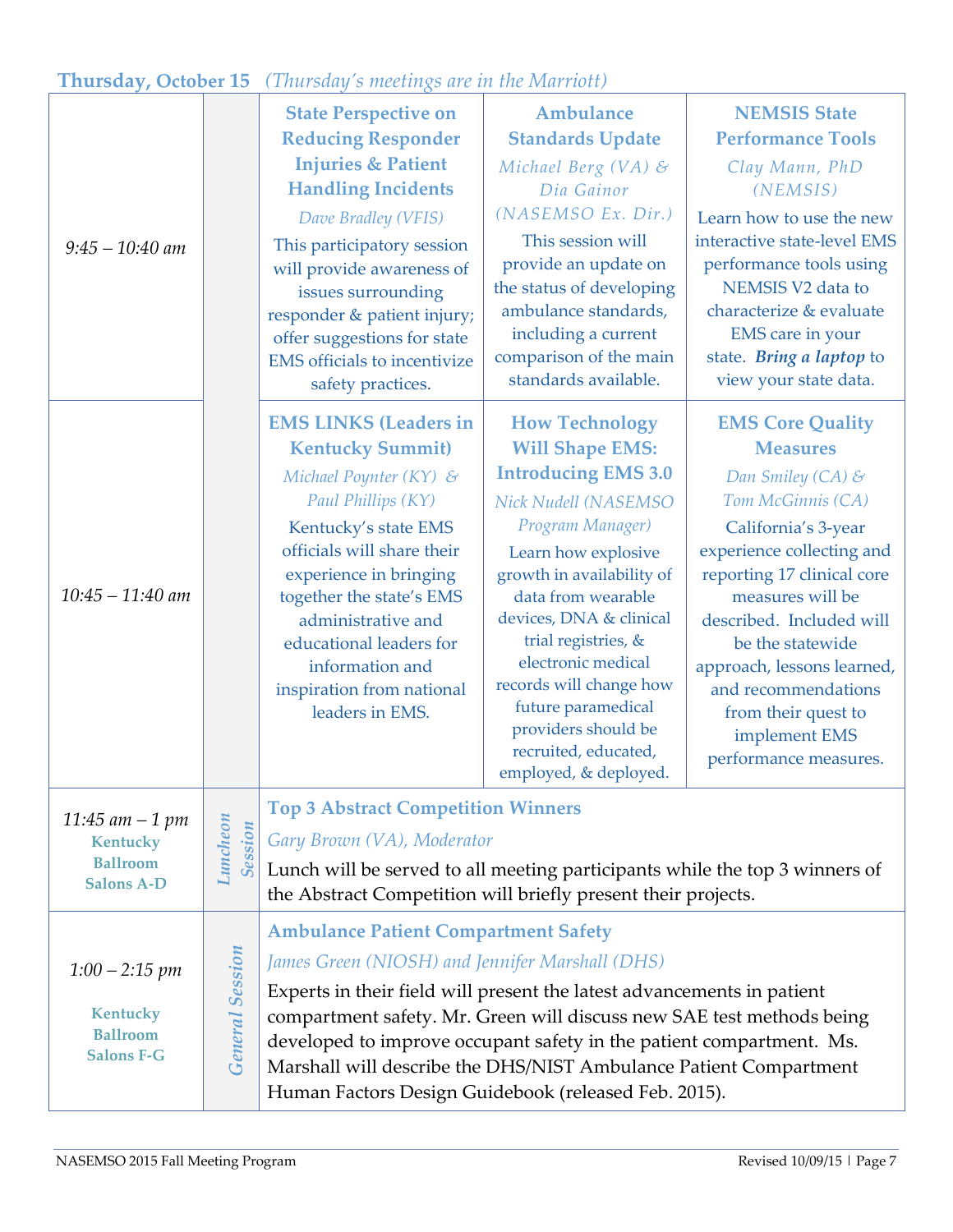## Thursday, October 15 *(Thursday's meetings are in the Marriott)*

| Time | | Session 1 | Session 2 | Session 3 |
|---|---|---|---|---|
| *9:45 – 10:40 am* | | **State Perspective on Reducing Responder Injuries & Patient Handling Incidents**<br>*Dave Bradley (VFIS)*<br>This participatory session will provide awareness of issues surrounding responder & patient injury; offer suggestions for state EMS officials to incentivize safety practices. | **Ambulance Standards Update**<br>*Michael Berg (VA) & Dia Gainor (NASEMSO Ex. Dir.)*<br>This session will provide an update on the status of developing ambulance standards, including a current comparison of the main standards available. | **NEMSIS State Performance Tools**<br>*Clay Mann, PhD (NEMSIS)*<br>Learn how to use the new interactive state-level EMS performance tools using NEMSIS V2 data to characterize & evaluate EMS care in your state. ***Bring a laptop*** to view your state data. |
| *10:45 – 11:40 am* | | **EMS LINKS (Leaders in Kentucky Summit)**<br>*Michael Poynter (KY) & Paul Phillips (KY)*<br>Kentucky's state EMS officials will share their experience in bringing together the state's EMS administrative and educational leaders for information and inspiration from national leaders in EMS. | **How Technology Will Shape EMS: Introducing EMS 3.0**<br>*Nick Nudell (NASEMSO Program Manager)*<br>Learn how explosive growth in availability of data from wearable devices, DNA & clinical trial registries, & electronic medical records will change how future paramedical providers should be recruited, educated, employed, & deployed. | **EMS Core Quality Measures**<br>*Dan Smiley (CA) & Tom McGinnis (CA)*<br>California's 3-year experience collecting and reporting 17 clinical core measures will be described. Included will be the statewide approach, lessons learned, and recommendations from their quest to implement EMS performance measures. |
| *11:45 am – 1 pm*<br>**Kentucky Ballroom Salons A-D** | *Luncheon Session* | **Top 3 Abstract Competition Winners**<br>*Gary Brown (VA), Moderator*<br>Lunch will be served to all meeting participants while the top 3 winners of the Abstract Competition will briefly present their projects. | | |
| *1:00 – 2:15 pm*<br>**Kentucky Ballroom Salons F-G** | *General Session* | **Ambulance Patient Compartment Safety**<br>*James Green (NIOSH) and Jennifer Marshall (DHS)*<br>Experts in their field will present the latest advancements in patient compartment safety. Mr. Green will discuss new SAE test methods being developed to improve occupant safety in the patient compartment. Ms. Marshall will describe the DHS/NIST Ambulance Patient Compartment Human Factors Design Guidebook (released Feb. 2015). | | |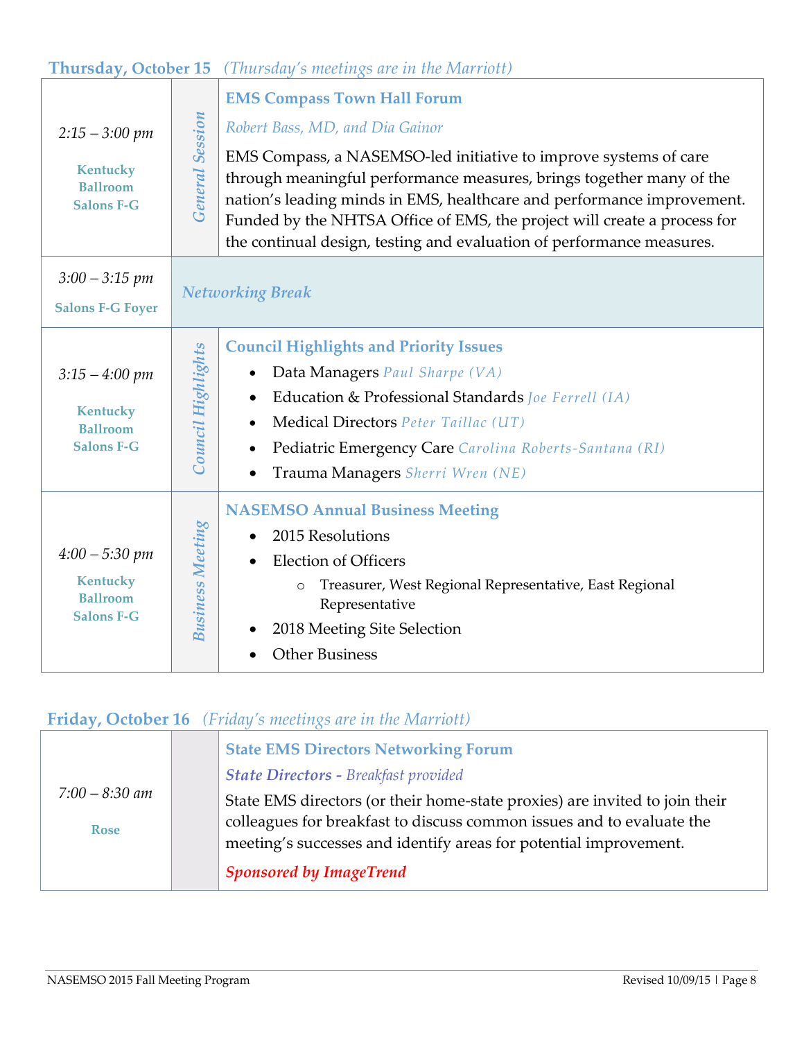## Thursday, October 15 *(Thursday's meetings are in the Marriott)*

| Time / Location | Type | Session |
|---|---|---|
| *2:15 – 3:00 pm*<br>**Kentucky Ballroom Salons F-G** | *General Session* | **EMS Compass Town Hall Forum**<br>*Robert Bass, MD, and Dia Gainor*<br>EMS Compass, a NASEMSO-led initiative to improve systems of care through meaningful performance measures, brings together many of the nation's leading minds in EMS, healthcare and performance improvement. Funded by the NHTSA Office of EMS, the project will create a process for the continual design, testing and evaluation of performance measures. |
| *3:00 – 3:15 pm*<br>**Salons F-G Foyer** | | ***Networking Break*** |
| *3:15 – 4:00 pm*<br>**Kentucky Ballroom Salons F-G** | *Council Highlights* | **Council Highlights and Priority Issues**<br>• Data Managers *Paul Sharpe (VA)*<br>• Education & Professional Standards *Joe Ferrell (IA)*<br>• Medical Directors *Peter Taillac (UT)*<br>• Pediatric Emergency Care *Carolina Roberts-Santana (RI)*<br>• Trauma Managers *Sherri Wren (NE)* |
| *4:00 – 5:30 pm*<br>**Kentucky Ballroom Salons F-G** | *Business Meeting* | **NASEMSO Annual Business Meeting**<br>• 2015 Resolutions<br>• Election of Officers<br>  ○ Treasurer, West Regional Representative, East Regional Representative<br>• 2018 Meeting Site Selection<br>• Other Business |

## Friday, October 16 *(Friday's meetings are in the Marriott)*

| Time / Location | Type | Session |
|---|---|---|
| *7:00 – 8:30 am*<br>**Rose** | | **State EMS Directors Networking Forum**<br>***State Directors** - Breakfast provided*<br>State EMS directors (or their home-state proxies) are invited to join their colleagues for breakfast to discuss common issues and to evaluate the meeting's successes and identify areas for potential improvement.<br>***Sponsored by ImageTrend*** |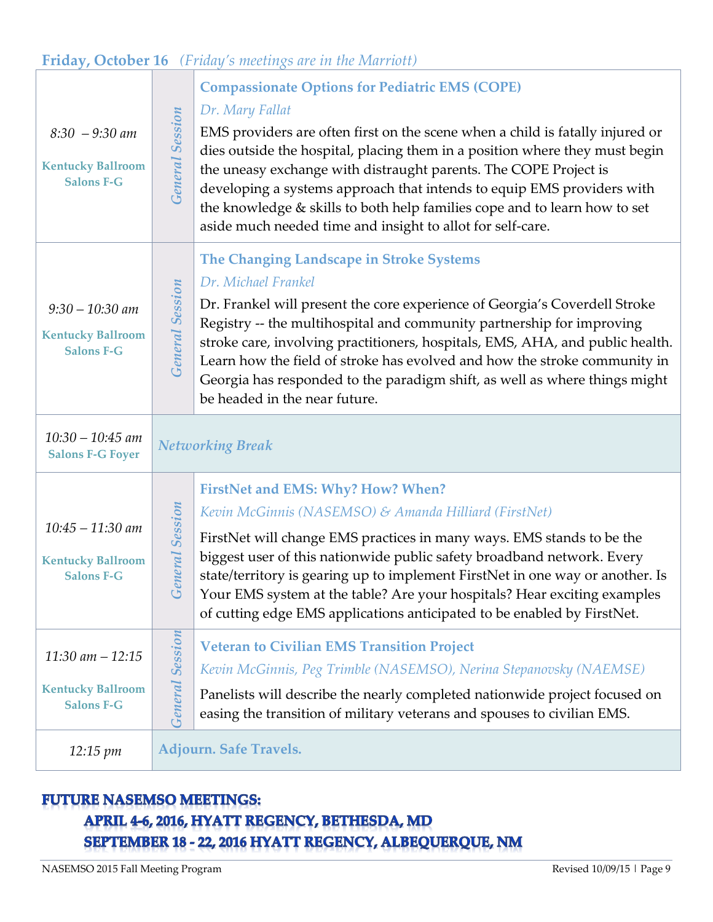## Friday, October 16 *(Friday's meetings are in the Marriott)*

| | | |
|---|---|---|
| *8:30 – 9:30 am*<br>**Kentucky Ballroom Salons F-G** | *General Session* | **Compassionate Options for Pediatric EMS (COPE)**<br>*Dr. Mary Fallat*<br>EMS providers are often first on the scene when a child is fatally injured or dies outside the hospital, placing them in a position where they must begin the uneasy exchange with distraught parents. The COPE Project is developing a systems approach that intends to equip EMS providers with the knowledge & skills to both help families cope and to learn how to set aside much needed time and insight to allot for self-care. |
| *9:30 – 10:30 am*<br>**Kentucky Ballroom Salons F-G** | *General Session* | **The Changing Landscape in Stroke Systems**<br>*Dr. Michael Frankel*<br>Dr. Frankel will present the core experience of Georgia's Coverdell Stroke Registry -- the multihospital and community partnership for improving stroke care, involving practitioners, hospitals, EMS, AHA, and public health. Learn how the field of stroke has evolved and how the stroke community in Georgia has responded to the paradigm shift, as well as where things might be headed in the near future. |
| *10:30 – 10:45 am*<br>**Salons F-G Foyer** | ***Networking Break*** | |
| *10:45 – 11:30 am*<br>**Kentucky Ballroom Salons F-G** | *General Session* | **FirstNet and EMS: Why? How? When?**<br>*Kevin McGinnis (NASEMSO) & Amanda Hilliard (FirstNet)*<br>FirstNet will change EMS practices in many ways. EMS stands to be the biggest user of this nationwide public safety broadband network. Every state/territory is gearing up to implement FirstNet in one way or another. Is Your EMS system at the table? Are your hospitals? Hear exciting examples of cutting edge EMS applications anticipated to be enabled by FirstNet. |
| *11:30 am – 12:15*<br>**Kentucky Ballroom Salons F-G** | *General Session* | **Veteran to Civilian EMS Transition Project**<br>*Kevin McGinnis, Peg Trimble (NASEMSO), Nerina Stepanovsky (NAEMSE)*<br>Panelists will describe the nearly completed nationwide project focused on easing the transition of military veterans and spouses to civilian EMS. |
| *12:15 pm* | **Adjourn. Safe Travels.** | |

## FUTURE NASEMSO MEETINGS:

**APRIL 4-6, 2016, HYATT REGENCY, BETHESDA, MD**

**SEPTEMBER 18 - 22, 2016 HYATT REGENCY, ALBEQUERQUE, NM**